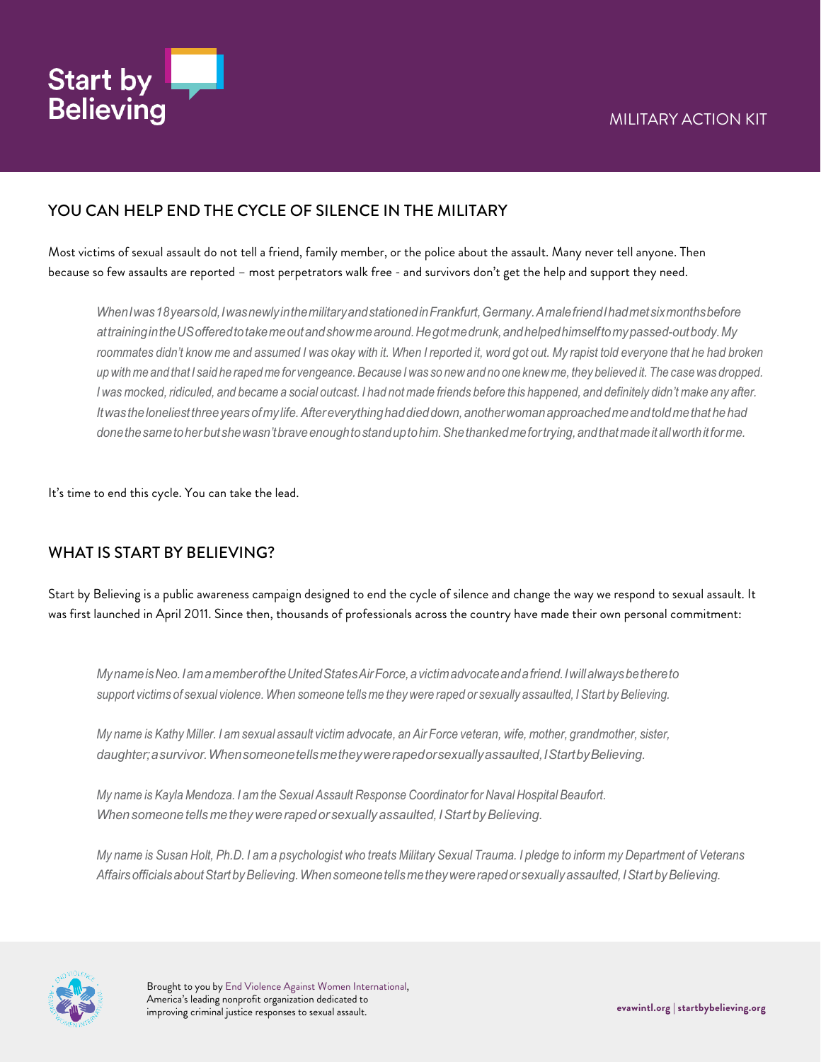# Start by Believing

MILITARY ACTION KIT

## YOU CAN HELP END THE CYCLE OF SILENCE IN THE MILITARY

Most victims of sexual assault do not tell a friend, family member, or the police about the assault. Many never tell anyone. Then because so few assaults are reported – most perpetrators walk free - and survivors don't get the help and support they need.

> *When I was 18 years old, I was newly in the military and stationed in Frankfurt, Germany. A male friend I had met six months before at training in the US offered to take me out and show me around. He got me drunk, and helped himself to my passed-out body. My roommates didn't know me and assumed I was okay with it. When I reported it, word got out. My rapist told everyone that he had broken up with me and that I said he raped me for vengeance. Because I was so new and no one knew me, they believed it. The case was dropped. I was mocked, ridiculed, and became a social outcast. I had not made friends before this happened, and definitely didn't make any after. It was the loneliest three years of my life. After everything had died down, another woman approached me and told me that he had done the same to her but she wasn't brave enough to stand up to him. She thanked me for trying, and that made it all worth it for me.*

It's time to end this cycle. You can take the lead.

## WHAT IS START BY BELIEVING?

Start by Believing is a public awareness campaign designed to end the cycle of silence and change the way we respond to sexual assault. It was first launched in April 2011. Since then, thousands of professionals across the country have made their own personal commitment:

> *My name is Neo. I am a member of the United States Air Force, a victim advocate and a friend. I will always be there to support victims of sexual violence. When someone tells me they were raped or sexually assaulted, I Start by Believing.*

> *My name is Kathy Miller. I am sexual assault victim advocate, an Air Force veteran, wife, mother, grandmother, sister, daughter; a survivor. When someone tells me they were raped or sexually assaulted, I Start by Believing.*

> *My name is Kayla Mendoza. I am the Sexual Assault Response Coordinator for Naval Hospital Beaufort. When someone tells me they were raped or sexually assaulted, I Start by Believing.*

> *My name is Susan Holt, Ph.D. I am a psychologist who treats Military Sexual Trauma. I pledge to inform my Department of Veterans Affairs officials about Start by Believing. When someone tells me they were raped or sexually assaulted, I Start by Believing.*

Brought to you by End Violence Against Women International, America's leading nonprofit organization dedicated to improving criminal justice responses to sexual assault.

**evawintl.org | startbybelieving.org**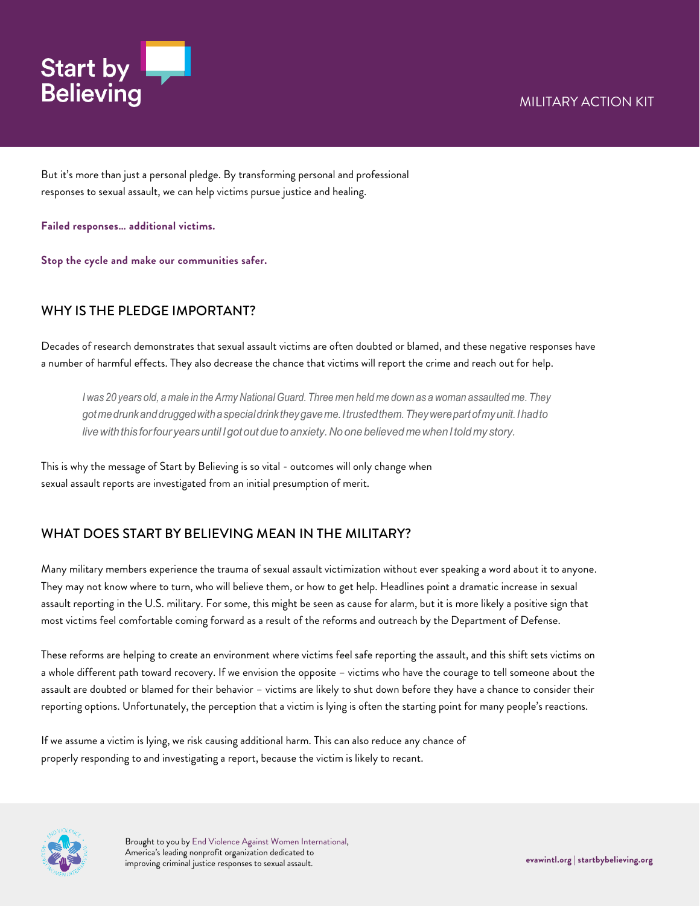But it's more than just a personal pledge. By transforming personal and professional responses to sexual assault, we can help victims pursue justice and healing.

**Failed responses... additional victims.**

**Stop the cycle and make our communities safer.**

## WHY IS THE PLEDGE IMPORTANT?

Decades of research demonstrates that sexual assault victims are often doubted or blamed, and these negative responses have a number of harmful effects. They also decrease the chance that victims will report the crime and reach out for help.

> *I was 20 years old, a male in the Army National Guard. Three men held me down as a woman assaulted me. They got me drunk and drugged with a special drink they gave me. I trusted them. They were part of my unit. I had to live with this for four years until I got out due to anxiety. No one believed me when I told my story.*

This is why the message of Start by Believing is so vital - outcomes will only change when sexual assault reports are investigated from an initial presumption of merit.

## WHAT DOES START BY BELIEVING MEAN IN THE MILITARY?

Many military members experience the trauma of sexual assault victimization without ever speaking a word about it to anyone. They may not know where to turn, who will believe them, or how to get help. Headlines point a dramatic increase in sexual assault reporting in the U.S. military. For some, this might be seen as cause for alarm, but it is more likely a positive sign that most victims feel comfortable coming forward as a result of the reforms and outreach by the Department of Defense.

These reforms are helping to create an environment where victims feel safe reporting the assault, and this shift sets victims on a whole different path toward recovery. If we envision the opposite – victims who have the courage to tell someone about the assault are doubted or blamed for their behavior – victims are likely to shut down before they have a chance to consider their reporting options. Unfortunately, the perception that a victim is lying is often the starting point for many people's reactions.

If we assume a victim is lying, we risk causing additional harm. This can also reduce any chance of properly responding to and investigating a report, because the victim is likely to recant.

Brought to you by End Violence Against Women International, America's leading nonprofit organization dedicated to improving criminal justice responses to sexual assault.

**evawintl.org | startbybelieving.org**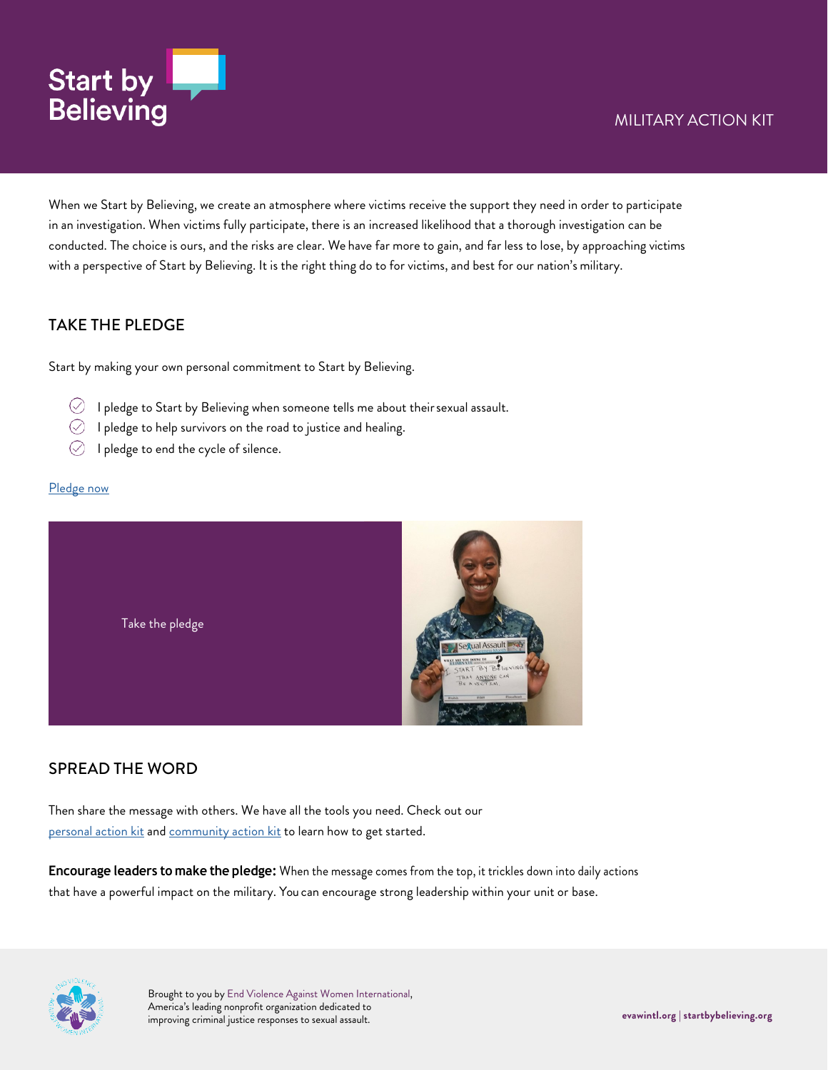Start by Believing

MILITARY ACTION KIT

When we Start by Believing, we create an atmosphere where victims receive the support they need in order to participate in an investigation. When victims fully participate, there is an increased likelihood that a thorough investigation can be conducted. The choice is ours, and the risks are clear. We have far more to gain, and far less to lose, by approaching victims with a perspective of Start by Believing. It is the right thing do to for victims, and best for our nation's military.

## TAKE THE PLEDGE

Start by making your own personal commitment to Start by Believing.

- I pledge to Start by Believing when someone tells me about their sexual assault.
- I pledge to help survivors on the road to justice and healing.
- I pledge to end the cycle of silence.

[Pledge now]

Take the pledge

## SPREAD THE WORD

Then share the message with others. We have all the tools you need. Check out our [personal action kit] and [community action kit] to learn how to get started.

**Encourage leaders to make the pledge:** When the message comes from the top, it trickles down into daily actions that have a powerful impact on the military. You can encourage strong leadership within your unit or base.

Brought to you by End Violence Against Women International, America's leading nonprofit organization dedicated to improving criminal justice responses to sexual assault.

**evawintl.org | startbybelieving.org**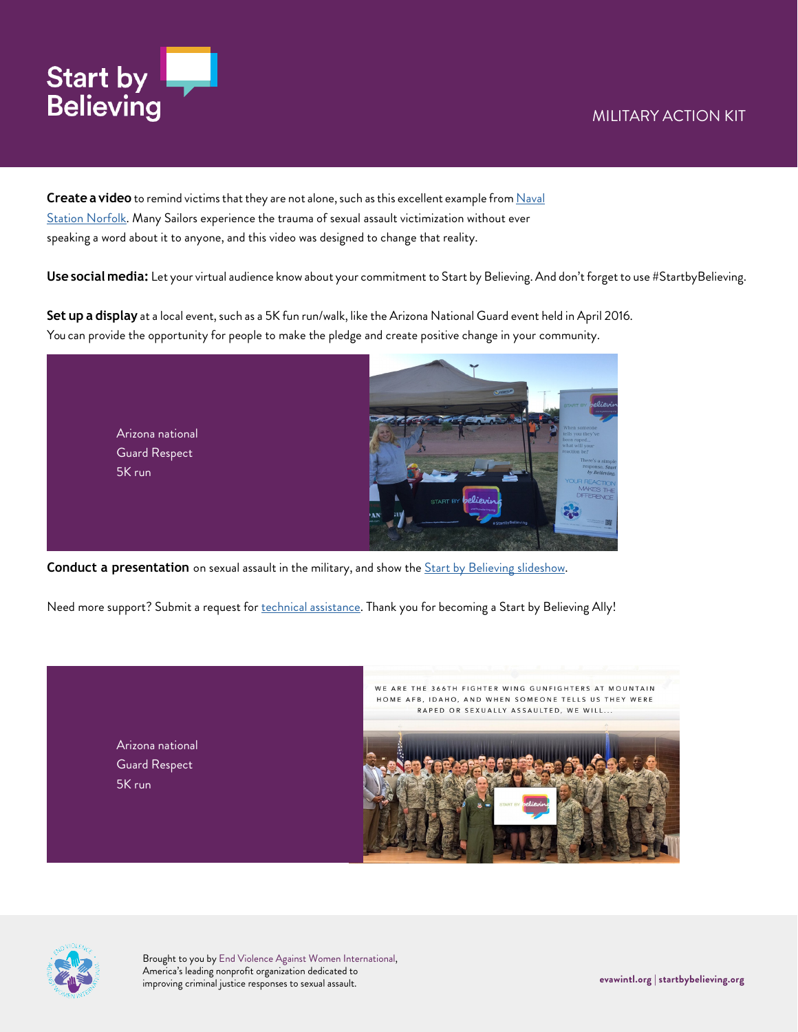**Create a video** to remind victims that they are not alone, such as this excellent example from Naval Station Norfolk. Many Sailors experience the trauma of sexual assault victimization without ever speaking a word about it to anyone, and this video was designed to change that reality.

**Use social media:** Let your virtual audience know about your commitment to Start by Believing. And don't forget to use #StartbyBelieving.

**Set up a display** at a local event, such as a 5K fun run/walk, like the Arizona National Guard event held in April 2016. You can provide the opportunity for people to make the pledge and create positive change in your community.

Arizona national Guard Respect 5K run

**Conduct a presentation** on sexual assault in the military, and show the Start by Believing slideshow.

Need more support? Submit a request for technical assistance. Thank you for becoming a Start by Believing Ally!

Arizona national Guard Respect 5K run

Brought to you by End Violence Against Women International, America's leading nonprofit organization dedicated to improving criminal justice responses to sexual assault.

evawintl.org | startbybelieving.org